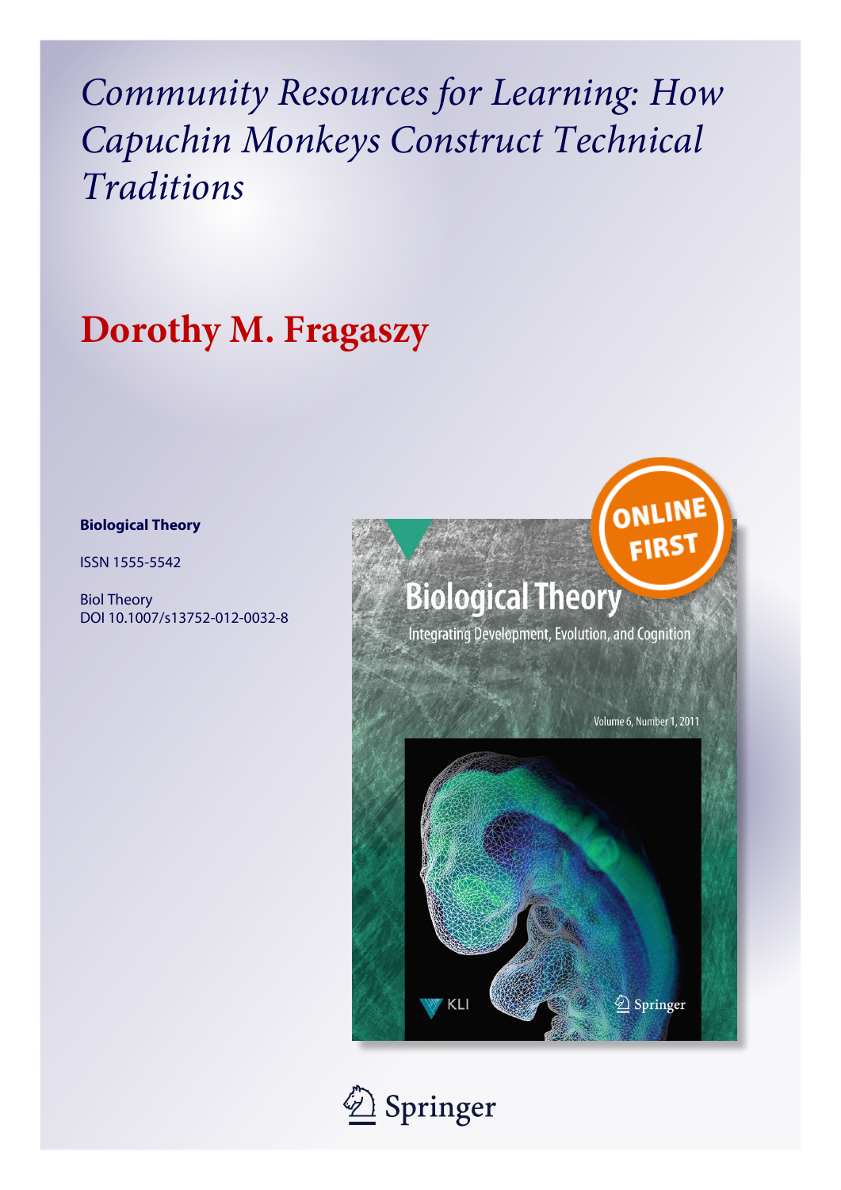# *Community Resources for Learning: How Capuchin Monkeys Construct Technical Traditions*

## Dorothy M. Fragaszy

**Biological Theory**

ISSN 1555-5542

Biol Theory
DOI 10.1007/s13752-012-0032-8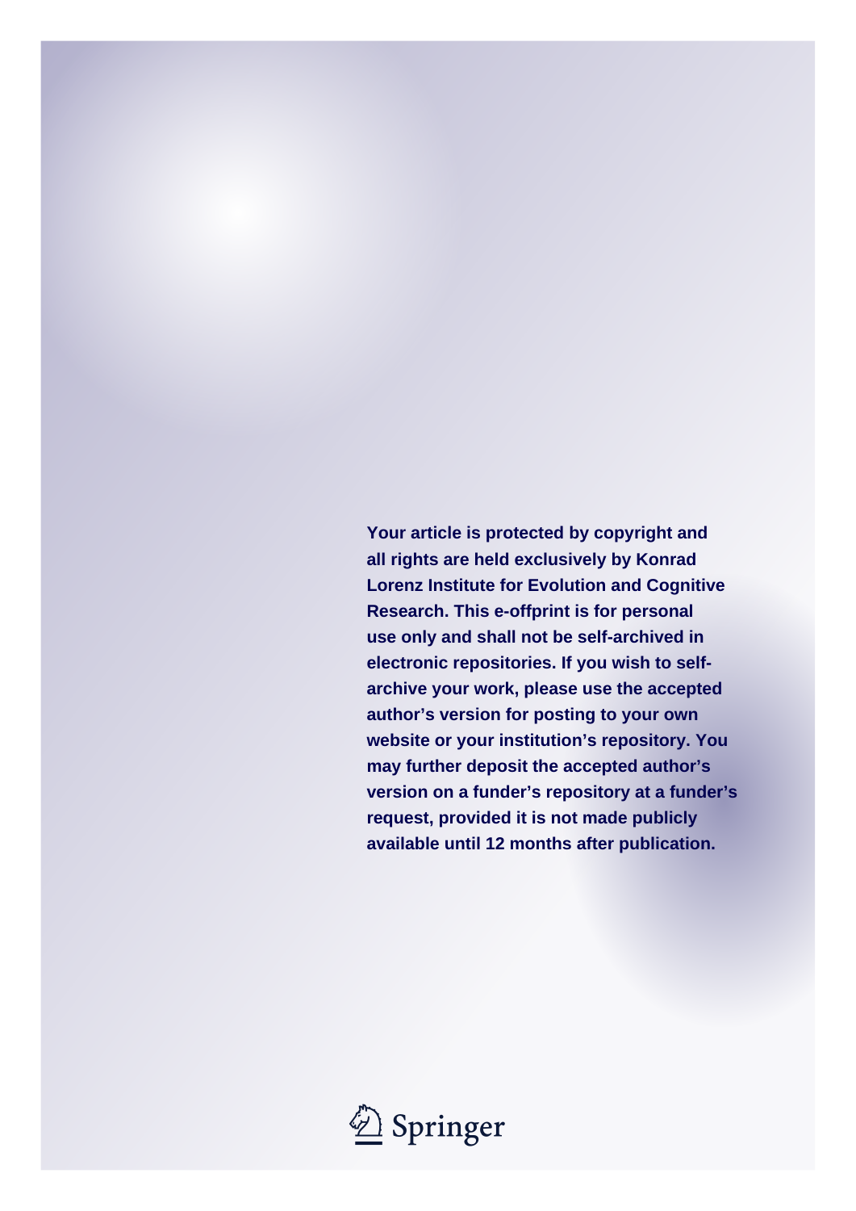Your article is protected by copyright and all rights are held exclusively by Konrad Lorenz Institute for Evolution and Cognitive Research. This e-offprint is for personal use only and shall not be self-archived in electronic repositories. If you wish to self-archive your work, please use the accepted author's version for posting to your own website or your institution's repository. You may further deposit the accepted author's version on a funder's repository at a funder's request, provided it is not made publicly available until 12 months after publication.

Springer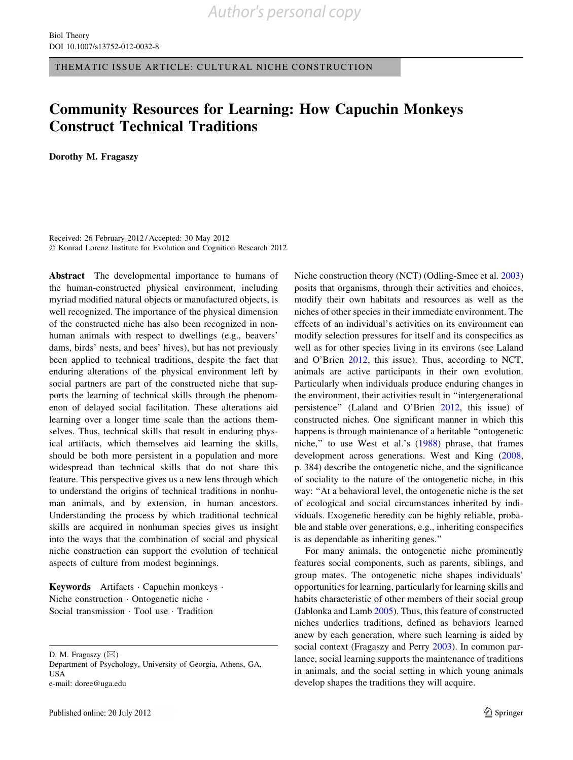THEMATIC ISSUE ARTICLE: CULTURAL NICHE CONSTRUCTION

# Community Resources for Learning: How Capuchin Monkeys Construct Technical Traditions

**Dorothy M. Fragaszy**

Received: 26 February 2012 / Accepted: 30 May 2012
© Konrad Lorenz Institute for Evolution and Cognition Research 2012

**Abstract** The developmental importance to humans of the human-constructed physical environment, including myriad modified natural objects or manufactured objects, is well recognized. The importance of the physical dimension of the constructed niche has also been recognized in nonhuman animals with respect to dwellings (e.g., beavers' dams, birds' nests, and bees' hives), but has not previously been applied to technical traditions, despite the fact that enduring alterations of the physical environment left by social partners are part of the constructed niche that supports the learning of technical skills through the phenomenon of delayed social facilitation. These alterations aid learning over a longer time scale than the actions themselves. Thus, technical skills that result in enduring physical artifacts, which themselves aid learning the skills, should be both more persistent in a population and more widespread than technical skills that do not share this feature. This perspective gives us a new lens through which to understand the origins of technical traditions in nonhuman animals, and by extension, in human ancestors. Understanding the process by which traditional technical skills are acquired in nonhuman species gives us insight into the ways that the combination of social and physical niche construction can support the evolution of technical aspects of culture from modest beginnings.

**Keywords** Artifacts · Capuchin monkeys · Niche construction · Ontogenetic niche · Social transmission · Tool use · Tradition

D. M. Fragaszy (✉)
Department of Psychology, University of Georgia, Athens, GA, USA
e-mail: doree@uga.edu

Niche construction theory (NCT) (Odling-Smee et al. 2003) posits that organisms, through their activities and choices, modify their own habitats and resources as well as the niches of other species in their immediate environment. The effects of an individual's activities on its environment can modify selection pressures for itself and its conspecifics as well as for other species living in its environs (see Laland and O'Brien 2012, this issue). Thus, according to NCT, animals are active participants in their own evolution. Particularly when individuals produce enduring changes in the environment, their activities result in "intergenerational persistence" (Laland and O'Brien 2012, this issue) of constructed niches. One significant manner in which this happens is through maintenance of a heritable "ontogenetic niche," to use West et al.'s (1988) phrase, that frames development across generations. West and King (2008, p. 384) describe the ontogenetic niche, and the significance of sociality to the nature of the ontogenetic niche, in this way: "At a behavioral level, the ontogenetic niche is the set of ecological and social circumstances inherited by individuals. Exogenetic heredity can be highly reliable, probable and stable over generations, e.g., inheriting conspecifics is as dependable as inheriting genes."

For many animals, the ontogenetic niche prominently features social components, such as parents, siblings, and group mates. The ontogenetic niche shapes individuals' opportunities for learning, particularly for learning skills and habits characteristic of other members of their social group (Jablonka and Lamb 2005). Thus, this feature of constructed niches underlies traditions, defined as behaviors learned anew by each generation, where such learning is aided by social context (Fragaszy and Perry 2003). In common parlance, social learning supports the maintenance of traditions in animals, and the social setting in which young animals develop shapes the traditions they will acquire.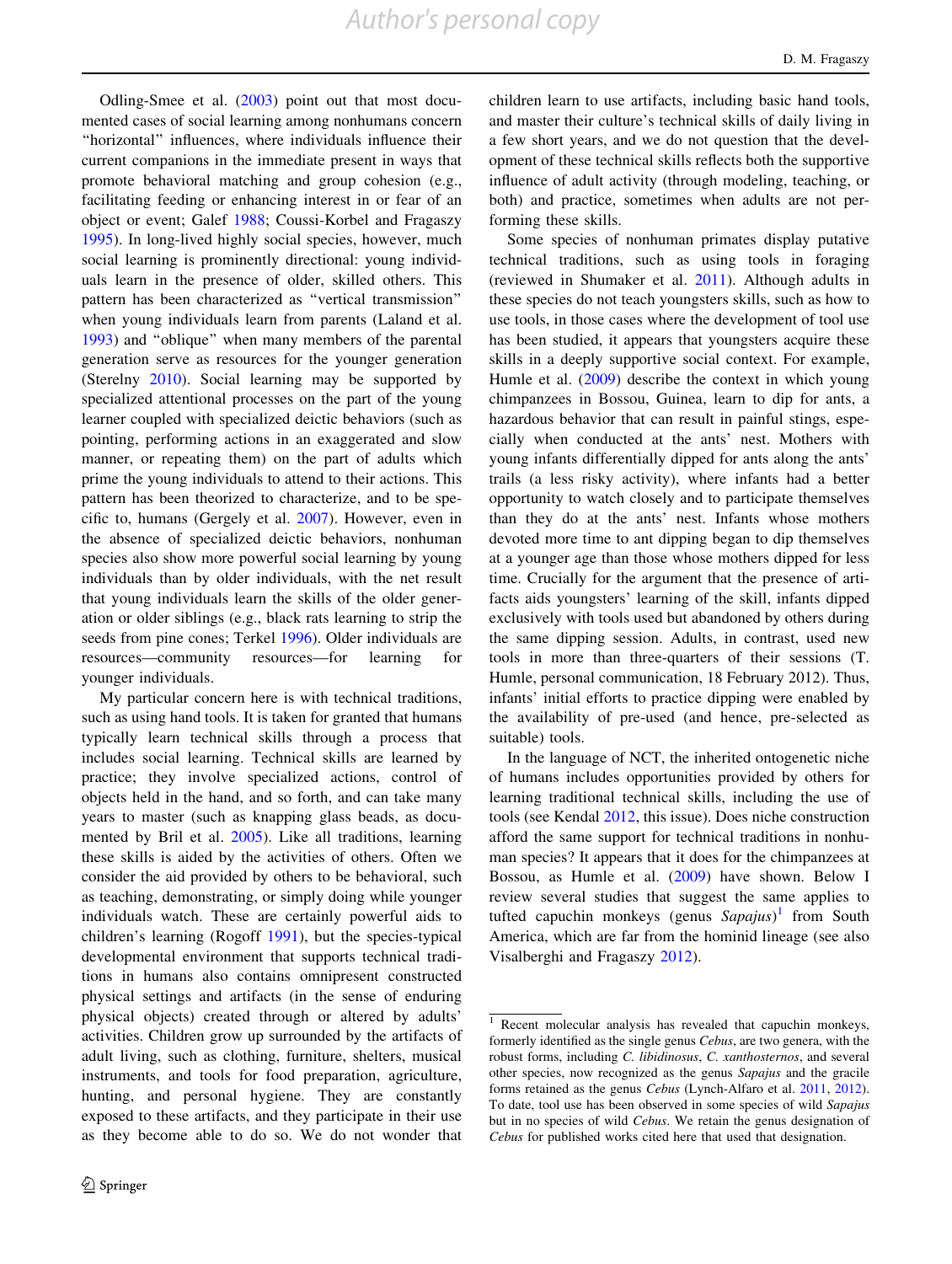Odling-Smee et al. (2003) point out that most documented cases of social learning among nonhumans concern "horizontal" influences, where individuals influence their current companions in the immediate present in ways that promote behavioral matching and group cohesion (e.g., facilitating feeding or enhancing interest in or fear of an object or event; Galef 1988; Coussi-Korbel and Fragaszy 1995). In long-lived highly social species, however, much social learning is prominently directional: young individuals learn in the presence of older, skilled others. This pattern has been characterized as "vertical transmission" when young individuals learn from parents (Laland et al. 1993) and "oblique" when many members of the parental generation serve as resources for the younger generation (Sterelny 2010). Social learning may be supported by specialized attentional processes on the part of the young learner coupled with specialized deictic behaviors (such as pointing, performing actions in an exaggerated and slow manner, or repeating them) on the part of adults which prime the young individuals to attend to their actions. This pattern has been theorized to characterize, and to be specific to, humans (Gergely et al. 2007). However, even in the absence of specialized deictic behaviors, nonhuman species also show more powerful social learning by young individuals than by older individuals, with the net result that young individuals learn the skills of the older generation or older siblings (e.g., black rats learning to strip the seeds from pine cones; Terkel 1996). Older individuals are resources—community resources—for learning for younger individuals.

My particular concern here is with technical traditions, such as using hand tools. It is taken for granted that humans typically learn technical skills through a process that includes social learning. Technical skills are learned by practice; they involve specialized actions, control of objects held in the hand, and so forth, and can take many years to master (such as knapping glass beads, as documented by Bril et al. 2005). Like all traditions, learning these skills is aided by the activities of others. Often we consider the aid provided by others to be behavioral, such as teaching, demonstrating, or simply doing while younger individuals watch. These are certainly powerful aids to children's learning (Rogoff 1991), but the species-typical developmental environment that supports technical traditions in humans also contains omnipresent constructed physical settings and artifacts (in the sense of enduring physical objects) created through or altered by adults' activities. Children grow up surrounded by the artifacts of adult living, such as clothing, furniture, shelters, musical instruments, and tools for food preparation, agriculture, hunting, and personal hygiene. They are constantly exposed to these artifacts, and they participate in their use as they become able to do so. We do not wonder that children learn to use artifacts, including basic hand tools, and master their culture's technical skills of daily living in a few short years, and we do not question that the development of these technical skills reflects both the supportive influence of adult activity (through modeling, teaching, or both) and practice, sometimes when adults are not performing these skills.

Some species of nonhuman primates display putative technical traditions, such as using tools in foraging (reviewed in Shumaker et al. 2011). Although adults in these species do not teach youngsters skills, such as how to use tools, in those cases where the development of tool use has been studied, it appears that youngsters acquire these skills in a deeply supportive social context. For example, Humle et al. (2009) describe the context in which young chimpanzees in Bossou, Guinea, learn to dip for ants, a hazardous behavior that can result in painful stings, especially when conducted at the ants' nest. Mothers with young infants differentially dipped for ants along the ants' trails (a less risky activity), where infants had a better opportunity to watch closely and to participate themselves than they do at the ants' nest. Infants whose mothers devoted more time to ant dipping began to dip themselves at a younger age than those whose mothers dipped for less time. Crucially for the argument that the presence of artifacts aids youngsters' learning of the skill, infants dipped exclusively with tools used but abandoned by others during the same dipping session. Adults, in contrast, used new tools in more than three-quarters of their sessions (T. Humle, personal communication, 18 February 2012). Thus, infants' initial efforts to practice dipping were enabled by the availability of pre-used (and hence, pre-selected as suitable) tools.

In the language of NCT, the inherited ontogenetic niche of humans includes opportunities provided by others for learning traditional technical skills, including the use of tools (see Kendal 2012, this issue). Does niche construction afford the same support for technical traditions in nonhuman species? It appears that it does for the chimpanzees at Bossou, as Humle et al. (2009) have shown. Below I review several studies that suggest the same applies to tufted capuchin monkeys (genus *Sapajus*)[1] from South America, which are far from the hominid lineage (see also Visalberghi and Fragaszy 2012).

[1] Recent molecular analysis has revealed that capuchin monkeys, formerly identified as the single genus *Cebus*, are two genera, with the robust forms, including *C. libidinosus*, *C. xanthosternos*, and several other species, now recognized as the genus *Sapajus* and the gracile forms retained as the genus *Cebus* (Lynch-Alfaro et al. 2011, 2012). To date, tool use has been observed in some species of wild *Sapajus* but in no species of wild *Cebus*. We retain the genus designation of *Cebus* for published works cited here that used that designation.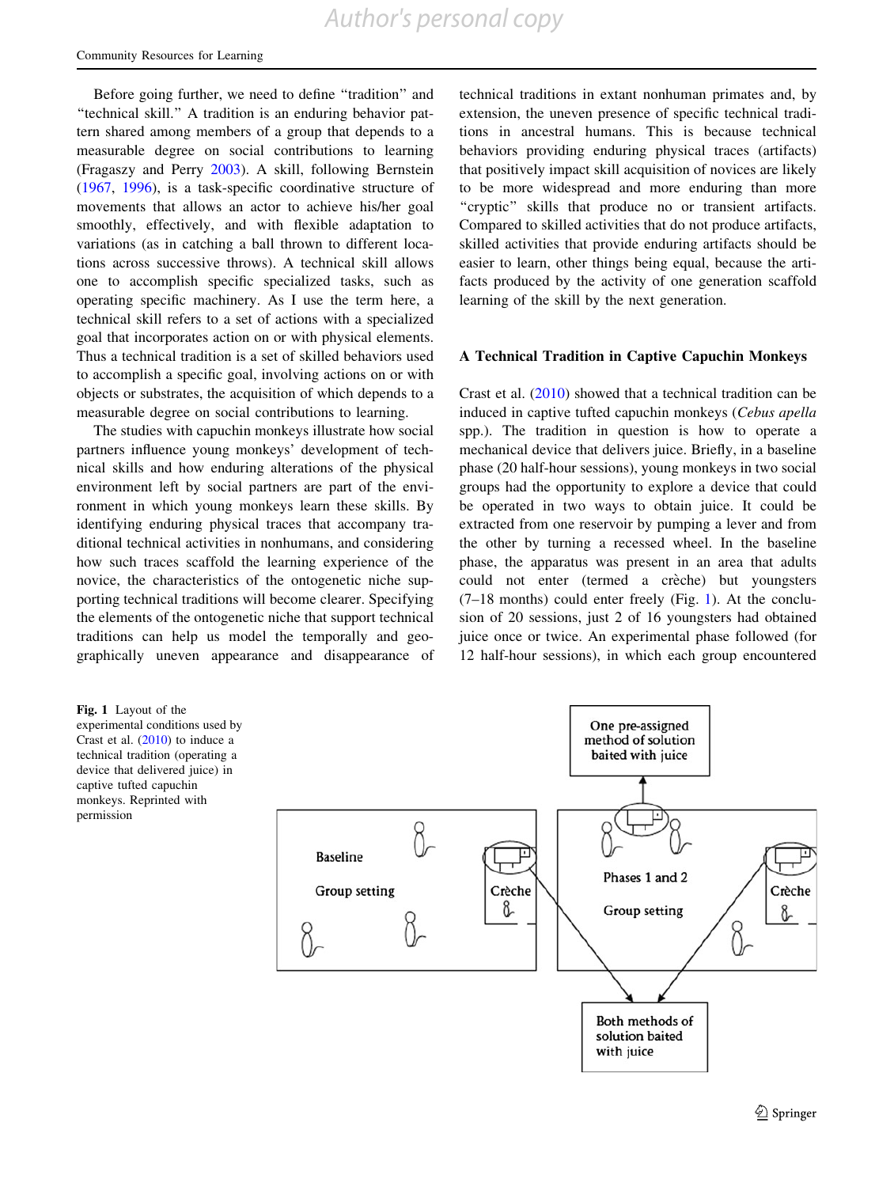Before going further, we need to define "tradition" and "technical skill." A tradition is an enduring behavior pattern shared among members of a group that depends to a measurable degree on social contributions to learning (Fragaszy and Perry 2003). A skill, following Bernstein (1967, 1996), is a task-specific coordinative structure of movements that allows an actor to achieve his/her goal smoothly, effectively, and with flexible adaptation to variations (as in catching a ball thrown to different locations across successive throws). A technical skill allows one to accomplish specific specialized tasks, such as operating specific machinery. As I use the term here, a technical skill refers to a set of actions with a specialized goal that incorporates action on or with physical elements. Thus a technical tradition is a set of skilled behaviors used to accomplish a specific goal, involving actions on or with objects or substrates, the acquisition of which depends to a measurable degree on social contributions to learning.

The studies with capuchin monkeys illustrate how social partners influence young monkeys' development of technical skills and how enduring alterations of the physical environment left by social partners are part of the environment in which young monkeys learn these skills. By identifying enduring physical traces that accompany traditional technical activities in nonhumans, and considering how such traces scaffold the learning experience of the novice, the characteristics of the ontogenetic niche supporting technical traditions will become clearer. Specifying the elements of the ontogenetic niche that support technical traditions can help us model the temporally and geographically uneven appearance and disappearance of technical traditions in extant nonhuman primates and, by extension, the uneven presence of specific technical traditions in ancestral humans. This is because technical behaviors providing enduring physical traces (artifacts) that positively impact skill acquisition of novices are likely to be more widespread and more enduring than more "cryptic" skills that produce no or transient artifacts. Compared to skilled activities that do not produce artifacts, skilled activities that provide enduring artifacts should be easier to learn, other things being equal, because the artifacts produced by the activity of one generation scaffold learning of the skill by the next generation.

## A Technical Tradition in Captive Capuchin Monkeys

Crast et al. (2010) showed that a technical tradition can be induced in captive tufted capuchin monkeys (*Cebus apella* spp.). The tradition in question is how to operate a mechanical device that delivers juice. Briefly, in a baseline phase (20 half-hour sessions), young monkeys in two social groups had the opportunity to explore a device that could be operated in two ways to obtain juice. It could be extracted from one reservoir by pumping a lever and from the other by turning a recessed wheel. In the baseline phase, the apparatus was present in an area that adults could not enter (termed a crèche) but youngsters (7–18 months) could enter freely (Fig. 1). At the conclusion of 20 sessions, just 2 of 16 youngsters had obtained juice once or twice. An experimental phase followed (for 12 half-hour sessions), in which each group encountered

**Fig. 1** Layout of the experimental conditions used by Crast et al. (2010) to induce a technical tradition (operating a device that delivered juice) in captive tufted capuchin monkeys. Reprinted with permission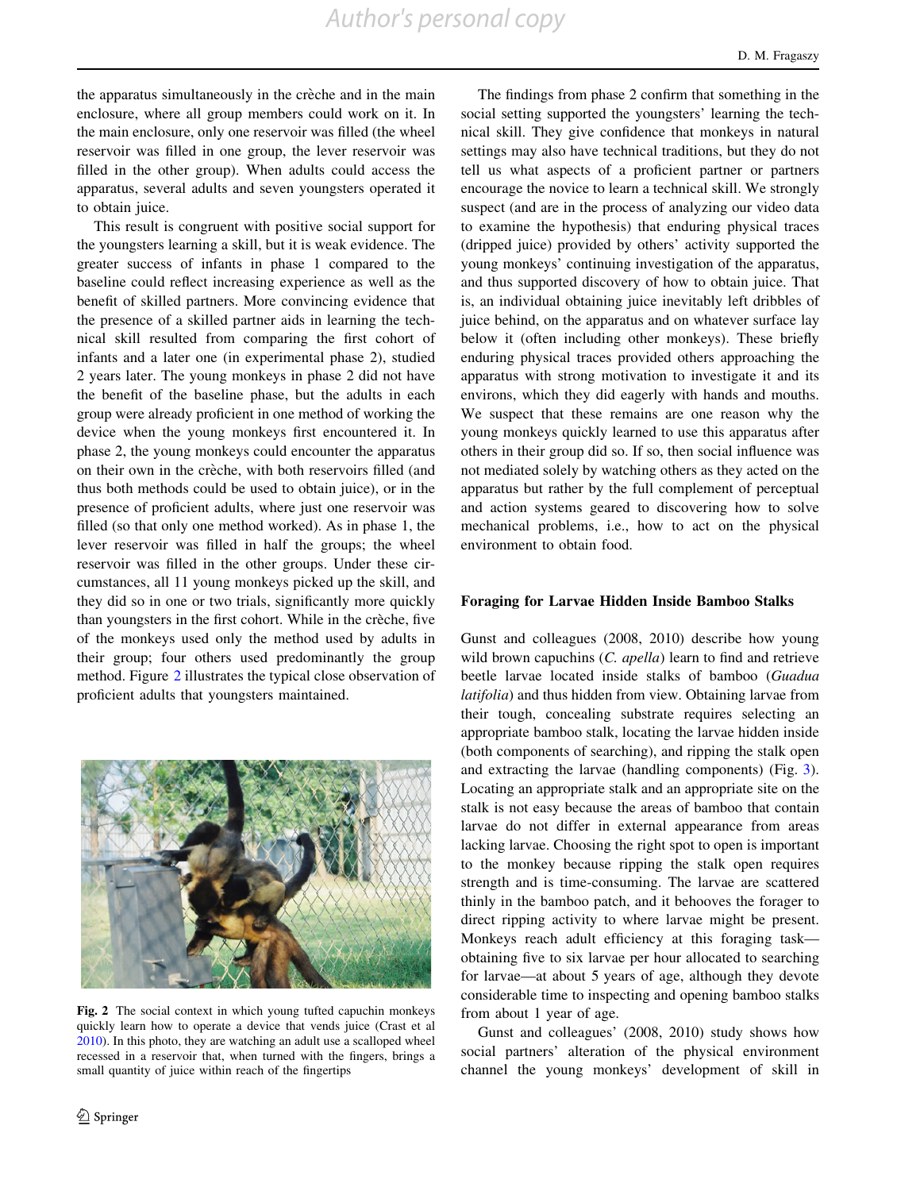the apparatus simultaneously in the crèche and in the main enclosure, where all group members could work on it. In the main enclosure, only one reservoir was filled (the wheel reservoir was filled in one group, the lever reservoir was filled in the other group). When adults could access the apparatus, several adults and seven youngsters operated it to obtain juice.

This result is congruent with positive social support for the youngsters learning a skill, but it is weak evidence. The greater success of infants in phase 1 compared to the baseline could reflect increasing experience as well as the benefit of skilled partners. More convincing evidence that the presence of a skilled partner aids in learning the technical skill resulted from comparing the first cohort of infants and a later one (in experimental phase 2), studied 2 years later. The young monkeys in phase 2 did not have the benefit of the baseline phase, but the adults in each group were already proficient in one method of working the device when the young monkeys first encountered it. In phase 2, the young monkeys could encounter the apparatus on their own in the crèche, with both reservoirs filled (and thus both methods could be used to obtain juice), or in the presence of proficient adults, where just one reservoir was filled (so that only one method worked). As in phase 1, the lever reservoir was filled in half the groups; the wheel reservoir was filled in the other groups. Under these circumstances, all 11 young monkeys picked up the skill, and they did so in one or two trials, significantly more quickly than youngsters in the first cohort. While in the crèche, five of the monkeys used only the method used by adults in their group; four others used predominantly the group method. Figure 2 illustrates the typical close observation of proficient adults that youngsters maintained.

**Fig. 2** The social context in which young tufted capuchin monkeys quickly learn how to operate a device that vends juice (Crast et al 2010). In this photo, they are watching an adult use a scalloped wheel recessed in a reservoir that, when turned with the fingers, brings a small quantity of juice within reach of the fingertips

The findings from phase 2 confirm that something in the social setting supported the youngsters' learning the technical skill. They give confidence that monkeys in natural settings may also have technical traditions, but they do not tell us what aspects of a proficient partner or partners encourage the novice to learn a technical skill. We strongly suspect (and are in the process of analyzing our video data to examine the hypothesis) that enduring physical traces (dripped juice) provided by others' activity supported the young monkeys' continuing investigation of the apparatus, and thus supported discovery of how to obtain juice. That is, an individual obtaining juice inevitably left dribbles of juice behind, on the apparatus and on whatever surface lay below it (often including other monkeys). These briefly enduring physical traces provided others approaching the apparatus with strong motivation to investigate it and its environs, which they did eagerly with hands and mouths. We suspect that these remains are one reason why the young monkeys quickly learned to use this apparatus after others in their group did so. If so, then social influence was not mediated solely by watching others as they acted on the apparatus but rather by the full complement of perceptual and action systems geared to discovering how to solve mechanical problems, i.e., how to act on the physical environment to obtain food.

## Foraging for Larvae Hidden Inside Bamboo Stalks

Gunst and colleagues (2008, 2010) describe how young wild brown capuchins (*C. apella*) learn to find and retrieve beetle larvae located inside stalks of bamboo (*Guadua latifolia*) and thus hidden from view. Obtaining larvae from their tough, concealing substrate requires selecting an appropriate bamboo stalk, locating the larvae hidden inside (both components of searching), and ripping the stalk open and extracting the larvae (handling components) (Fig. 3). Locating an appropriate stalk and an appropriate site on the stalk is not easy because the areas of bamboo that contain larvae do not differ in external appearance from areas lacking larvae. Choosing the right spot to open is important to the monkey because ripping the stalk open requires strength and is time-consuming. The larvae are scattered thinly in the bamboo patch, and it behooves the forager to direct ripping activity to where larvae might be present. Monkeys reach adult efficiency at this foraging task—obtaining five to six larvae per hour allocated to searching for larvae—at about 5 years of age, although they devote considerable time to inspecting and opening bamboo stalks from about 1 year of age.

Gunst and colleagues' (2008, 2010) study shows how social partners' alteration of the physical environment channel the young monkeys' development of skill in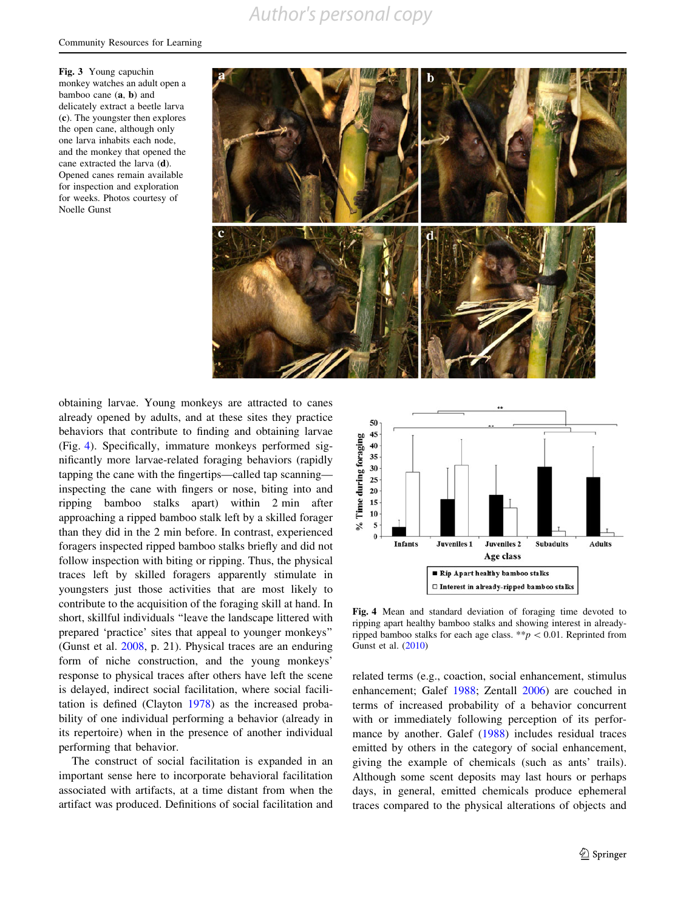Fig. 3 Young capuchin monkey watches an adult open a bamboo cane (**a**, **b**) and delicately extract a beetle larva (**c**). The youngster then explores the open cane, although only one larva inhabits each node, and the monkey that opened the cane extracted the larva (**d**). Opened canes remain available for inspection and exploration for weeks. Photos courtesy of Noelle Gunst

obtaining larvae. Young monkeys are attracted to canes already opened by adults, and at these sites they practice behaviors that contribute to finding and obtaining larvae (Fig. 4). Specifically, immature monkeys performed significantly more larvae-related foraging behaviors (rapidly tapping the cane with the fingertips—called tap scanning—inspecting the cane with fingers or nose, biting into and ripping bamboo stalks apart) within 2 min after approaching a ripped bamboo stalk left by a skilled forager than they did in the 2 min before. In contrast, experienced foragers inspected ripped bamboo stalks briefly and did not follow inspection with biting or ripping. Thus, the physical traces left by skilled foragers apparently stimulate in youngsters just those activities that are most likely to contribute to the acquisition of the foraging skill at hand. In short, skillful individuals "leave the landscape littered with prepared 'practice' sites that appeal to younger monkeys" (Gunst et al. 2008, p. 21). Physical traces are an enduring form of niche construction, and the young monkeys' response to physical traces after others have left the scene is delayed, indirect social facilitation, where social facilitation is defined (Clayton 1978) as the increased probability of one individual performing a behavior (already in its repertoire) when in the presence of another individual performing that behavior.

The construct of social facilitation is expanded in an important sense here to incorporate behavioral facilitation associated with artifacts, at a time distant from when the artifact was produced. Definitions of social facilitation and related terms (e.g., coaction, social enhancement, stimulus enhancement; Galef 1988; Zentall 2006) are couched in terms of increased probability of a behavior concurrent with or immediately following perception of its performance by another. Galef (1988) includes residual traces emitted by others in the category of social enhancement, giving the example of chemicals (such as ants' trails). Although some scent deposits may last hours or perhaps days, in general, emitted chemicals produce ephemeral traces compared to the physical alterations of objects and

Fig. 4 Mean and standard deviation of foraging time devoted to ripping apart healthy bamboo stalks and showing interest in already-ripped bamboo stalks for each age class. $^{**}p < 0.01$. Reprinted from Gunst et al. (2010)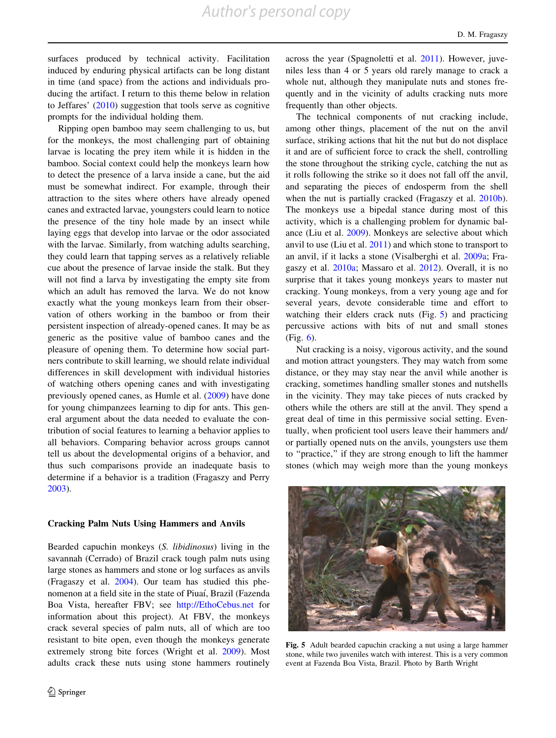surfaces produced by technical activity. Facilitation induced by enduring physical artifacts can be long distant in time (and space) from the actions and individuals producing the artifact. I return to this theme below in relation to Jeffares' (2010) suggestion that tools serve as cognitive prompts for the individual holding them.

Ripping open bamboo may seem challenging to us, but for the monkeys, the most challenging part of obtaining larvae is locating the prey item while it is hidden in the bamboo. Social context could help the monkeys learn how to detect the presence of a larva inside a cane, but the aid must be somewhat indirect. For example, through their attraction to the sites where others have already opened canes and extracted larvae, youngsters could learn to notice the presence of the tiny hole made by an insect while laying eggs that develop into larvae or the odor associated with the larvae. Similarly, from watching adults searching, they could learn that tapping serves as a relatively reliable cue about the presence of larvae inside the stalk. But they will not find a larva by investigating the empty site from which an adult has removed the larva. We do not know exactly what the young monkeys learn from their observation of others working in the bamboo or from their persistent inspection of already-opened canes. It may be as generic as the positive value of bamboo canes and the pleasure of opening them. To determine how social partners contribute to skill learning, we should relate individual differences in skill development with individual histories of watching others opening canes and with investigating previously opened canes, as Humle et al. (2009) have done for young chimpanzees learning to dip for ants. This general argument about the data needed to evaluate the contribution of social features to learning a behavior applies to all behaviors. Comparing behavior across groups cannot tell us about the developmental origins of a behavior, and thus such comparisons provide an inadequate basis to determine if a behavior is a tradition (Fragaszy and Perry 2003).

## Cracking Palm Nuts Using Hammers and Anvils

Bearded capuchin monkeys (*S. libidinosus*) living in the savannah (Cerrado) of Brazil crack tough palm nuts using large stones as hammers and stone or log surfaces as anvils (Fragaszy et al. 2004). Our team has studied this phenomenon at a field site in the state of Piauí, Brazil (Fazenda Boa Vista, hereafter FBV; see http://EthoCebus.net for information about this project). At FBV, the monkeys crack several species of palm nuts, all of which are too resistant to bite open, even though the monkeys generate extremely strong bite forces (Wright et al. 2009). Most adults crack these nuts using stone hammers routinely across the year (Spagnoletti et al. 2011). However, juveniles less than 4 or 5 years old rarely manage to crack a whole nut, although they manipulate nuts and stones frequently and in the vicinity of adults cracking nuts more frequently than other objects.

The technical components of nut cracking include, among other things, placement of the nut on the anvil surface, striking actions that hit the nut but do not displace it and are of sufficient force to crack the shell, controlling the stone throughout the striking cycle, catching the nut as it rolls following the strike so it does not fall off the anvil, and separating the pieces of endosperm from the shell when the nut is partially cracked (Fragaszy et al. 2010b). The monkeys use a bipedal stance during most of this activity, which is a challenging problem for dynamic balance (Liu et al. 2009). Monkeys are selective about which anvil to use (Liu et al. 2011) and which stone to transport to an anvil, if it lacks a stone (Visalberghi et al. 2009a; Fragaszy et al. 2010a; Massaro et al. 2012). Overall, it is no surprise that it takes young monkeys years to master nut cracking. Young monkeys, from a very young age and for several years, devote considerable time and effort to watching their elders crack nuts (Fig. 5) and practicing percussive actions with bits of nut and small stones (Fig. 6).

Nut cracking is a noisy, vigorous activity, and the sound and motion attract youngsters. They may watch from some distance, or they may stay near the anvil while another is cracking, sometimes handling smaller stones and nutshells in the vicinity. They may take pieces of nuts cracked by others while the others are still at the anvil. They spend a great deal of time in this permissive social setting. Eventually, when proficient tool users leave their hammers and/or partially opened nuts on the anvils, youngsters use them to "practice," if they are strong enough to lift the hammer stones (which may weigh more than the young monkeys

**Fig. 5** Adult bearded capuchin cracking a nut using a large hammer stone, while two juveniles watch with interest. This is a very common event at Fazenda Boa Vista, Brazil. Photo by Barth Wright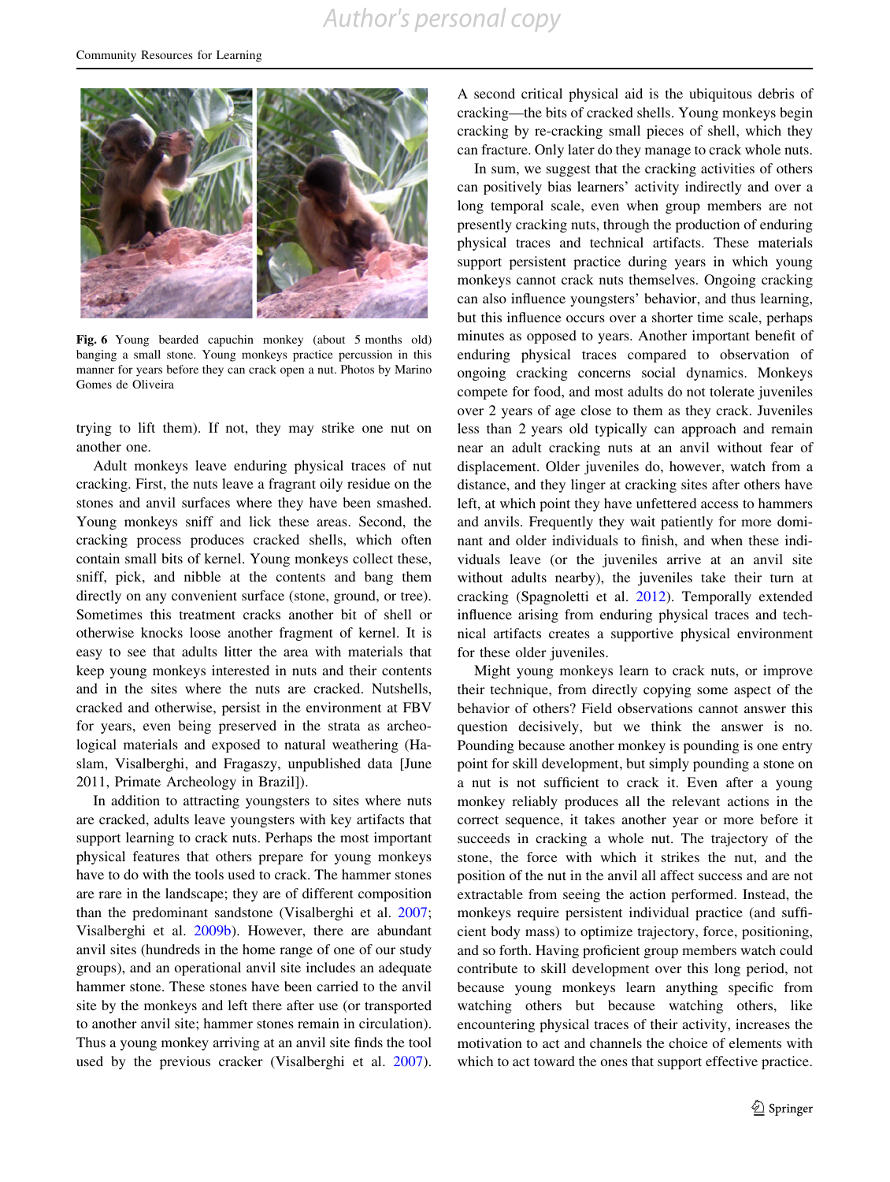Fig. 6 Young bearded capuchin monkey (about 5 months old) banging a small stone. Young monkeys practice percussion in this manner for years before they can crack open a nut. Photos by Marino Gomes de Oliveira

trying to lift them). If not, they may strike one nut on another one.

Adult monkeys leave enduring physical traces of nut cracking. First, the nuts leave a fragrant oily residue on the stones and anvil surfaces where they have been smashed. Young monkeys sniff and lick these areas. Second, the cracking process produces cracked shells, which often contain small bits of kernel. Young monkeys collect these, sniff, pick, and nibble at the contents and bang them directly on any convenient surface (stone, ground, or tree). Sometimes this treatment cracks another bit of shell or otherwise knocks loose another fragment of kernel. It is easy to see that adults litter the area with materials that keep young monkeys interested in nuts and their contents and in the sites where the nuts are cracked. Nutshells, cracked and otherwise, persist in the environment at FBV for years, even being preserved in the strata as archeological materials and exposed to natural weathering (Haslam, Visalberghi, and Fragaszy, unpublished data [June 2011, Primate Archeology in Brazil]).

In addition to attracting youngsters to sites where nuts are cracked, adults leave youngsters with key artifacts that support learning to crack nuts. Perhaps the most important physical features that others prepare for young monkeys have to do with the tools used to crack. The hammer stones are rare in the landscape; they are of different composition than the predominant sandstone (Visalberghi et al. 2007; Visalberghi et al. 2009b). However, there are abundant anvil sites (hundreds in the home range of our study groups), and an operational anvil site includes an adequate hammer stone. These stones have been carried to the anvil site by the monkeys and left there after use (or transported to another anvil site; hammer stones remain in circulation). Thus a young monkey arriving at an anvil site finds the tool used by the previous cracker (Visalberghi et al. 2007). A second critical physical aid is the ubiquitous debris of cracking—the bits of cracked shells. Young monkeys begin cracking by re-cracking small pieces of shell, which they can fracture. Only later do they manage to crack whole nuts.

In sum, we suggest that the cracking activities of others can positively bias learners' activity indirectly and over a long temporal scale, even when group members are not presently cracking nuts, through the production of enduring physical traces and technical artifacts. These materials support persistent practice during years in which young monkeys cannot crack nuts themselves. Ongoing cracking can also influence youngsters' behavior, and thus learning, but this influence occurs over a shorter time scale, perhaps minutes as opposed to years. Another important benefit of enduring physical traces compared to observation of ongoing cracking concerns social dynamics. Monkeys compete for food, and most adults do not tolerate juveniles over 2 years of age close to them as they crack. Juveniles less than 2 years old typically can approach and remain near an adult cracking nuts at an anvil without fear of displacement. Older juveniles do, however, watch from a distance, and they linger at cracking sites after others have left, at which point they have unfettered access to hammers and anvils. Frequently they wait patiently for more dominant and older individuals to finish, and when these individuals leave (or the juveniles arrive at an anvil site without adults nearby), the juveniles take their turn at cracking (Spagnoletti et al. 2012). Temporally extended influence arising from enduring physical traces and technical artifacts creates a supportive physical environment for these older juveniles.

Might young monkeys learn to crack nuts, or improve their technique, from directly copying some aspect of the behavior of others? Field observations cannot answer this question decisively, but we think the answer is no. Pounding because another monkey is pounding is one entry point for skill development, but simply pounding a stone on a nut is not sufficient to crack it. Even after a young monkey reliably produces all the relevant actions in the correct sequence, it takes another year or more before it succeeds in cracking a whole nut. The trajectory of the stone, the force with which it strikes the nut, and the position of the nut in the anvil all affect success and are not extractable from seeing the action performed. Instead, the monkeys require persistent individual practice (and sufficient body mass) to optimize trajectory, force, positioning, and so forth. Having proficient group members watch could contribute to skill development over this long period, not because young monkeys learn anything specific from watching others but because watching others, like encountering physical traces of their activity, increases the motivation to act and channels the choice of elements with which to act toward the ones that support effective practice.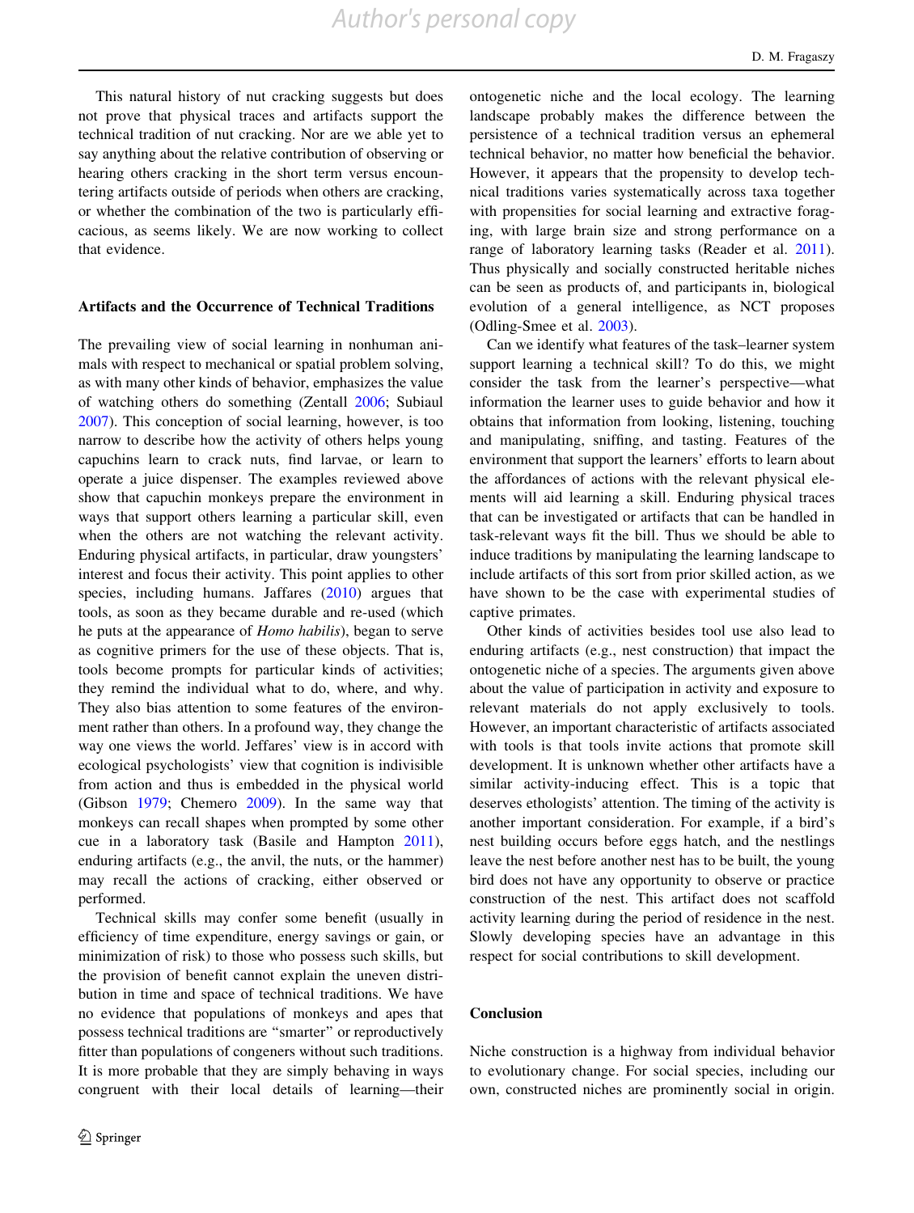This natural history of nut cracking suggests but does not prove that physical traces and artifacts support the technical tradition of nut cracking. Nor are we able yet to say anything about the relative contribution of observing or hearing others cracking in the short term versus encountering artifacts outside of periods when others are cracking, or whether the combination of the two is particularly efficacious, as seems likely. We are now working to collect that evidence.

## Artifacts and the Occurrence of Technical Traditions

The prevailing view of social learning in nonhuman animals with respect to mechanical or spatial problem solving, as with many other kinds of behavior, emphasizes the value of watching others do something (Zentall 2006; Subiaul 2007). This conception of social learning, however, is too narrow to describe how the activity of others helps young capuchins learn to crack nuts, find larvae, or learn to operate a juice dispenser. The examples reviewed above show that capuchin monkeys prepare the environment in ways that support others learning a particular skill, even when the others are not watching the relevant activity. Enduring physical artifacts, in particular, draw youngsters' interest and focus their activity. This point applies to other species, including humans. Jaffares (2010) argues that tools, as soon as they became durable and re-used (which he puts at the appearance of *Homo habilis*), began to serve as cognitive primers for the use of these objects. That is, tools become prompts for particular kinds of activities; they remind the individual what to do, where, and why. They also bias attention to some features of the environment rather than others. In a profound way, they change the way one views the world. Jeffares' view is in accord with ecological psychologists' view that cognition is indivisible from action and thus is embedded in the physical world (Gibson 1979; Chemero 2009). In the same way that monkeys can recall shapes when prompted by some other cue in a laboratory task (Basile and Hampton 2011), enduring artifacts (e.g., the anvil, the nuts, or the hammer) may recall the actions of cracking, either observed or performed.

Technical skills may confer some benefit (usually in efficiency of time expenditure, energy savings or gain, or minimization of risk) to those who possess such skills, but the provision of benefit cannot explain the uneven distribution in time and space of technical traditions. We have no evidence that populations of monkeys and apes that possess technical traditions are "smarter" or reproductively fitter than populations of congeners without such traditions. It is more probable that they are simply behaving in ways congruent with their local details of learning—their ontogenetic niche and the local ecology. The learning landscape probably makes the difference between the persistence of a technical tradition versus an ephemeral technical behavior, no matter how beneficial the behavior. However, it appears that the propensity to develop technical traditions varies systematically across taxa together with propensities for social learning and extractive foraging, with large brain size and strong performance on a range of laboratory learning tasks (Reader et al. 2011). Thus physically and socially constructed heritable niches can be seen as products of, and participants in, biological evolution of a general intelligence, as NCT proposes (Odling-Smee et al. 2003).

Can we identify what features of the task–learner system support learning a technical skill? To do this, we might consider the task from the learner's perspective—what information the learner uses to guide behavior and how it obtains that information from looking, listening, touching and manipulating, sniffing, and tasting. Features of the environment that support the learners' efforts to learn about the affordances of actions with the relevant physical elements will aid learning a skill. Enduring physical traces that can be investigated or artifacts that can be handled in task-relevant ways fit the bill. Thus we should be able to induce traditions by manipulating the learning landscape to include artifacts of this sort from prior skilled action, as we have shown to be the case with experimental studies of captive primates.

Other kinds of activities besides tool use also lead to enduring artifacts (e.g., nest construction) that impact the ontogenetic niche of a species. The arguments given above about the value of participation in activity and exposure to relevant materials do not apply exclusively to tools. However, an important characteristic of artifacts associated with tools is that tools invite actions that promote skill development. It is unknown whether other artifacts have a similar activity-inducing effect. This is a topic that deserves ethologists' attention. The timing of the activity is another important consideration. For example, if a bird's nest building occurs before eggs hatch, and the nestlings leave the nest before another nest has to be built, the young bird does not have any opportunity to observe or practice construction of the nest. This artifact does not scaffold activity learning during the period of residence in the nest. Slowly developing species have an advantage in this respect for social contributions to skill development.

## Conclusion

Niche construction is a highway from individual behavior to evolutionary change. For social species, including our own, constructed niches are prominently social in origin.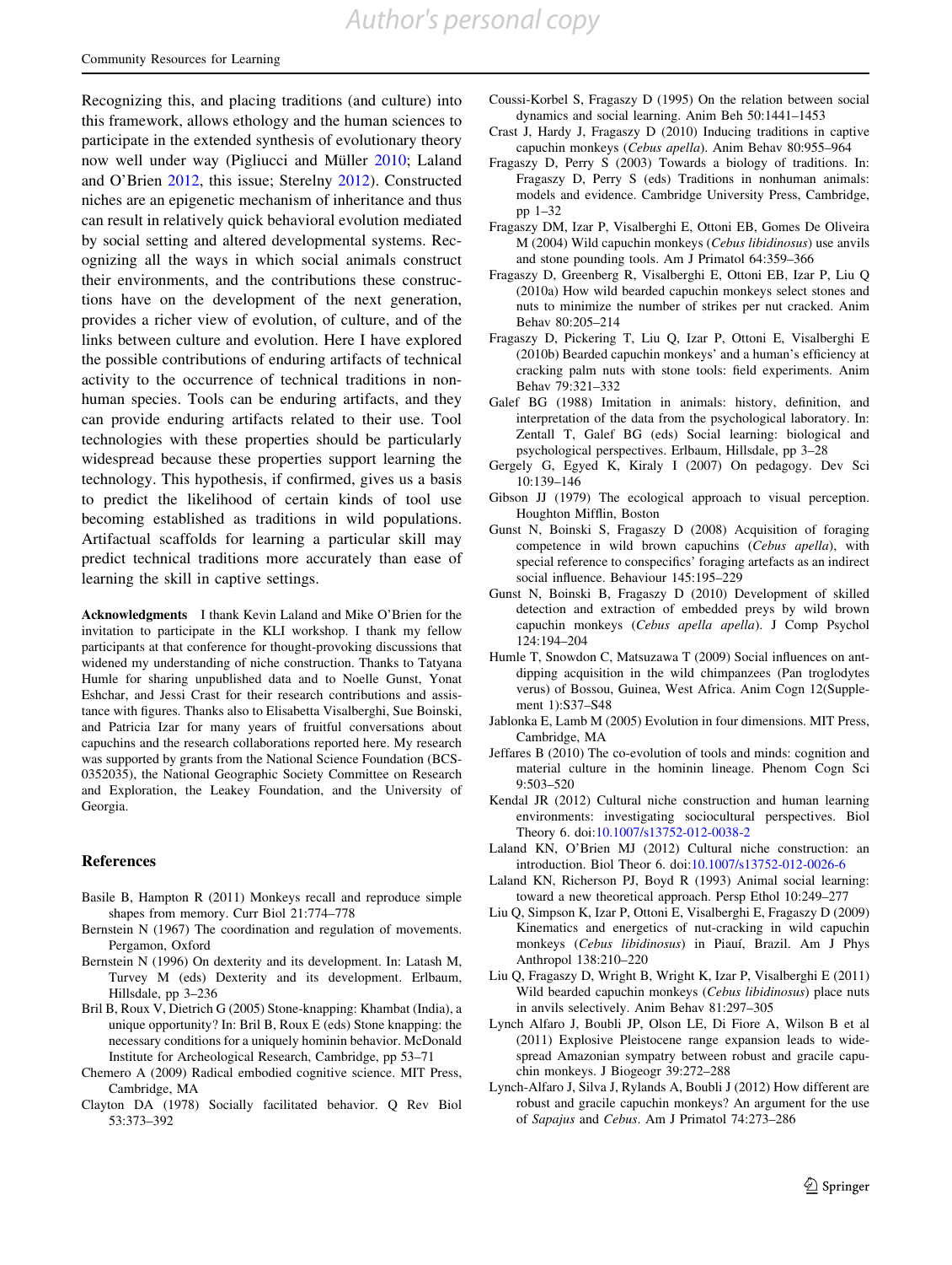Recognizing this, and placing traditions (and culture) into this framework, allows ethology and the human sciences to participate in the extended synthesis of evolutionary theory now well under way (Pigliucci and Müller 2010; Laland and O'Brien 2012, this issue; Sterelny 2012). Constructed niches are an epigenetic mechanism of inheritance and thus can result in relatively quick behavioral evolution mediated by social setting and altered developmental systems. Recognizing all the ways in which social animals construct their environments, and the contributions these constructions have on the development of the next generation, provides a richer view of evolution, of culture, and of the links between culture and evolution. Here I have explored the possible contributions of enduring artifacts of technical activity to the occurrence of technical traditions in nonhuman species. Tools can be enduring artifacts, and they can provide enduring artifacts related to their use. Tool technologies with these properties should be particularly widespread because these properties support learning the technology. This hypothesis, if confirmed, gives us a basis to predict the likelihood of certain kinds of tool use becoming established as traditions in wild populations. Artifactual scaffolds for learning a particular skill may predict technical traditions more accurately than ease of learning the skill in captive settings.

**Acknowledgments** I thank Kevin Laland and Mike O'Brien for the invitation to participate in the KLI workshop. I thank my fellow participants at that conference for thought-provoking discussions that widened my understanding of niche construction. Thanks to Tatyana Humle for sharing unpublished data and to Noelle Gunst, Yonat Eshchar, and Jessi Crast for their research contributions and assistance with figures. Thanks also to Elisabetta Visalberghi, Sue Boinski, and Patricia Izar for many years of fruitful conversations about capuchins and the research collaborations reported here. My research was supported by grants from the National Science Foundation (BCS-0352035), the National Geographic Society Committee on Research and Exploration, the Leakey Foundation, and the University of Georgia.

## References

Basile B, Hampton R (2011) Monkeys recall and reproduce simple shapes from memory. Curr Biol 21:774–778

Bernstein N (1967) The coordination and regulation of movements. Pergamon, Oxford

Bernstein N (1996) On dexterity and its development. In: Latash M, Turvey M (eds) Dexterity and its development. Erlbaum, Hillsdale, pp 3–236

Bril B, Roux V, Dietrich G (2005) Stone-knapping: Khambat (India), a unique opportunity? In: Bril B, Roux E (eds) Stone knapping: the necessary conditions for a uniquely hominin behavior. McDonald Institute for Archeological Research, Cambridge, pp 53–71

Chemero A (2009) Radical embodied cognitive science. MIT Press, Cambridge, MA

Clayton DA (1978) Socially facilitated behavior. Q Rev Biol 53:373–392

Coussi-Korbel S, Fragaszy D (1995) On the relation between social dynamics and social learning. Anim Beh 50:1441–1453

Crast J, Hardy J, Fragaszy D (2010) Inducing traditions in captive capuchin monkeys (*Cebus apella*). Anim Behav 80:955–964

Fragaszy D, Perry S (2003) Towards a biology of traditions. In: Fragaszy D, Perry S (eds) Traditions in nonhuman animals: models and evidence. Cambridge University Press, Cambridge, pp 1–32

Fragaszy DM, Izar P, Visalberghi E, Ottoni EB, Gomes De Oliveira M (2004) Wild capuchin monkeys (*Cebus libidinosus*) use anvils and stone pounding tools. Am J Primatol 64:359–366

Fragaszy D, Greenberg R, Visalberghi E, Ottoni EB, Izar P, Liu Q (2010a) How wild bearded capuchin monkeys select stones and nuts to minimize the number of strikes per nut cracked. Anim Behav 80:205–214

Fragaszy D, Pickering T, Liu Q, Izar P, Ottoni E, Visalberghi E (2010b) Bearded capuchin monkeys' and a human's efficiency at cracking palm nuts with stone tools: field experiments. Anim Behav 79:321–332

Galef BG (1988) Imitation in animals: history, definition, and interpretation of the data from the psychological laboratory. In: Zentall T, Galef BG (eds) Social learning: biological and psychological perspectives. Erlbaum, Hillsdale, pp 3–28

Gergely G, Egyed K, Kiraly I (2007) On pedagogy. Dev Sci 10:139–146

Gibson JJ (1979) The ecological approach to visual perception. Houghton Mifflin, Boston

Gunst N, Boinski S, Fragaszy D (2008) Acquisition of foraging competence in wild brown capuchins (*Cebus apella*), with special reference to conspecifics' foraging artefacts as an indirect social influence. Behaviour 145:195–229

Gunst N, Boinski B, Fragaszy D (2010) Development of skilled detection and extraction of embedded preys by wild brown capuchin monkeys (*Cebus apella apella*). J Comp Psychol 124:194–204

Humle T, Snowdon C, Matsuzawa T (2009) Social influences on ant-dipping acquisition in the wild chimpanzees (Pan troglodytes verus) of Bossou, Guinea, West Africa. Anim Cogn 12(Supplement 1):S37–S48

Jablonka E, Lamb M (2005) Evolution in four dimensions. MIT Press, Cambridge, MA

Jeffares B (2010) The co-evolution of tools and minds: cognition and material culture in the hominin lineage. Phenom Cogn Sci 9:503–520

Kendal JR (2012) Cultural niche construction and human learning environments: investigating sociocultural perspectives. Biol Theory 6. doi:10.1007/s13752-012-0038-2

Laland KN, O'Brien MJ (2012) Cultural niche construction: an introduction. Biol Theor 6. doi:10.1007/s13752-012-0026-6

Laland KN, Richerson PJ, Boyd R (1993) Animal social learning: toward a new theoretical approach. Persp Ethol 10:249–277

Liu Q, Simpson K, Izar P, Ottoni E, Visalberghi E, Fragaszy D (2009) Kinematics and energetics of nut-cracking in wild capuchin monkeys (*Cebus libidinosus*) in Piauí, Brazil. Am J Phys Anthropol 138:210–220

Liu Q, Fragaszy D, Wright B, Wright K, Izar P, Visalberghi E (2011) Wild bearded capuchin monkeys (*Cebus libidinosus*) place nuts in anvils selectively. Anim Behav 81:297–305

Lynch Alfaro J, Boubli JP, Olson LE, Di Fiore A, Wilson B et al (2011) Explosive Pleistocene range expansion leads to widespread Amazonian sympatry between robust and gracile capuchin monkeys. J Biogeogr 39:272–288

Lynch-Alfaro J, Silva J, Rylands A, Boubli J (2012) How different are robust and gracile capuchin monkeys? An argument for the use of *Sapajus* and *Cebus*. Am J Primatol 74:273–286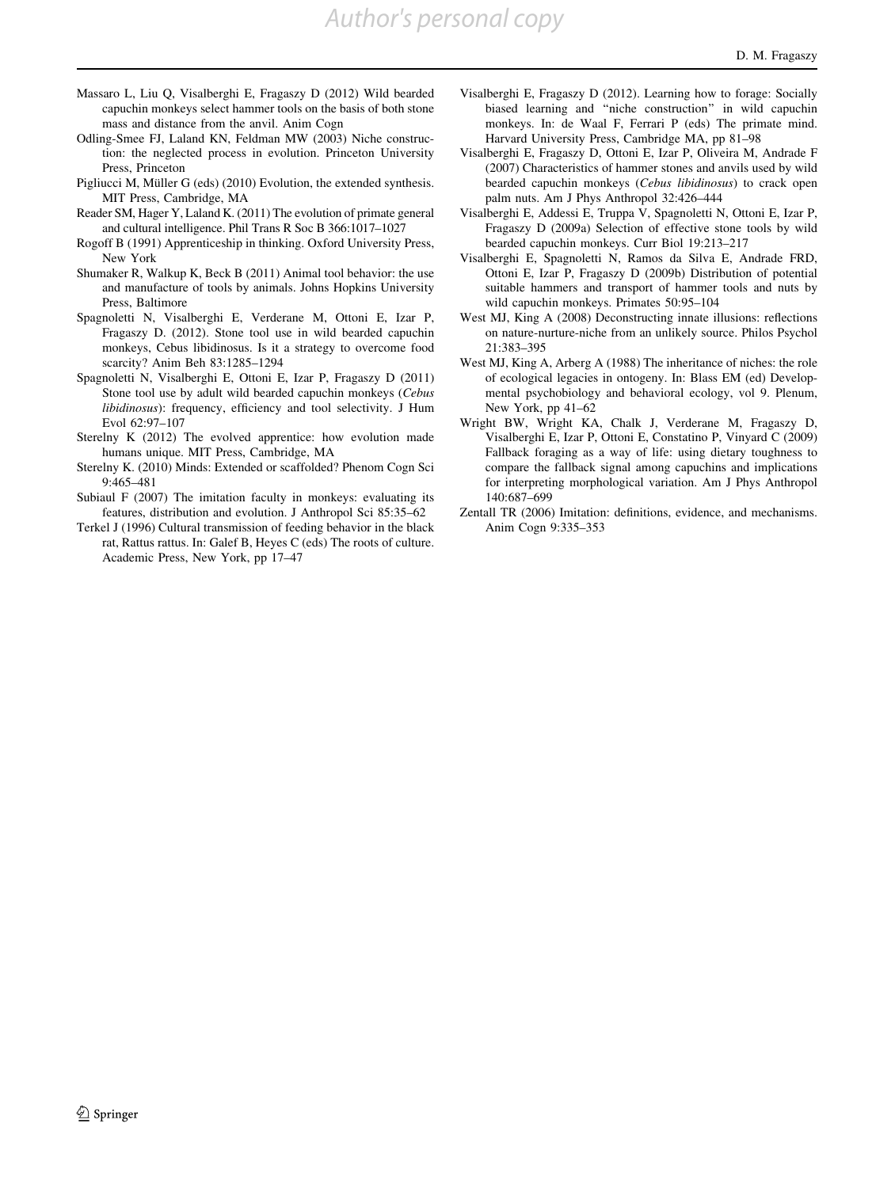Massaro L, Liu Q, Visalberghi E, Fragaszy D (2012) Wild bearded capuchin monkeys select hammer tools on the basis of both stone mass and distance from the anvil. Anim Cogn

Odling-Smee FJ, Laland KN, Feldman MW (2003) Niche construction: the neglected process in evolution. Princeton University Press, Princeton

Pigliucci M, Müller G (eds) (2010) Evolution, the extended synthesis. MIT Press, Cambridge, MA

Reader SM, Hager Y, Laland K. (2011) The evolution of primate general and cultural intelligence. Phil Trans R Soc B 366:1017–1027

Rogoff B (1991) Apprenticeship in thinking. Oxford University Press, New York

Shumaker R, Walkup K, Beck B (2011) Animal tool behavior: the use and manufacture of tools by animals. Johns Hopkins University Press, Baltimore

Spagnoletti N, Visalberghi E, Verderane M, Ottoni E, Izar P, Fragaszy D. (2012). Stone tool use in wild bearded capuchin monkeys, Cebus libidinosus. Is it a strategy to overcome food scarcity? Anim Beh 83:1285–1294

Spagnoletti N, Visalberghi E, Ottoni E, Izar P, Fragaszy D (2011) Stone tool use by adult wild bearded capuchin monkeys (*Cebus libidinosus*): frequency, efficiency and tool selectivity. J Hum Evol 62:97–107

Sterelny K (2012) The evolved apprentice: how evolution made humans unique. MIT Press, Cambridge, MA

Sterelny K. (2010) Minds: Extended or scaffolded? Phenom Cogn Sci 9:465–481

Subiaul F (2007) The imitation faculty in monkeys: evaluating its features, distribution and evolution. J Anthropol Sci 85:35–62

Terkel J (1996) Cultural transmission of feeding behavior in the black rat, Rattus rattus. In: Galef B, Heyes C (eds) The roots of culture. Academic Press, New York, pp 17–47

Visalberghi E, Fragaszy D (2012). Learning how to forage: Socially biased learning and "niche construction" in wild capuchin monkeys. In: de Waal F, Ferrari P (eds) The primate mind. Harvard University Press, Cambridge MA, pp 81–98

Visalberghi E, Fragaszy D, Ottoni E, Izar P, Oliveira M, Andrade F (2007) Characteristics of hammer stones and anvils used by wild bearded capuchin monkeys (*Cebus libidinosus*) to crack open palm nuts. Am J Phys Anthropol 32:426–444

Visalberghi E, Addessi E, Truppa V, Spagnoletti N, Ottoni E, Izar P, Fragaszy D (2009a) Selection of effective stone tools by wild bearded capuchin monkeys. Curr Biol 19:213–217

Visalberghi E, Spagnoletti N, Ramos da Silva E, Andrade FRD, Ottoni E, Izar P, Fragaszy D (2009b) Distribution of potential suitable hammers and transport of hammer tools and nuts by wild capuchin monkeys. Primates 50:95–104

West MJ, King A (2008) Deconstructing innate illusions: reflections on nature-nurture-niche from an unlikely source. Philos Psychol 21:383–395

West MJ, King A, Arberg A (1988) The inheritance of niches: the role of ecological legacies in ontogeny. In: Blass EM (ed) Developmental psychobiology and behavioral ecology, vol 9. Plenum, New York, pp 41–62

Wright BW, Wright KA, Chalk J, Verderane M, Fragaszy D, Visalberghi E, Izar P, Ottoni E, Constatino P, Vinyard C (2009) Fallback foraging as a way of life: using dietary toughness to compare the fallback signal among capuchins and implications for interpreting morphological variation. Am J Phys Anthropol 140:687–699

Zentall TR (2006) Imitation: definitions, evidence, and mechanisms. Anim Cogn 9:335–353